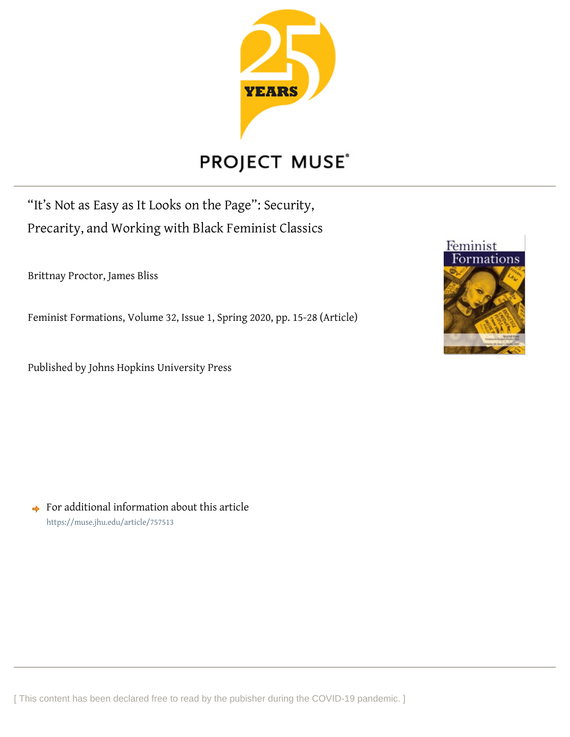# "It's Not as Easy as It Looks on the Page": Security, Precarity, and Working with Black Feminist Classics

Brittnay Proctor, James Bliss

Feminist Formations, Volume 32, Issue 1, Spring 2020, pp. 15-28 (Article)

Published by Johns Hopkins University Press

For additional information about this article
https://muse.jhu.edu/article/757513

[ This content has been declared free to read by the pubisher during the COVID-19 pandemic. ]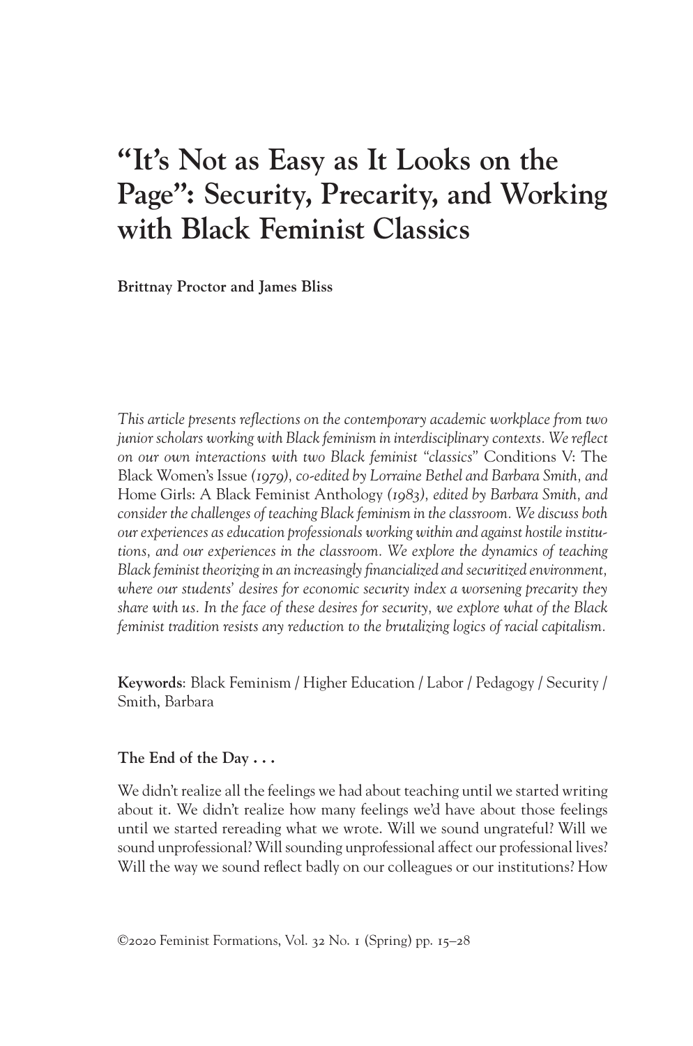# "It's Not as Easy as It Looks on the Page": Security, Precarity, and Working with Black Feminist Classics

**Brittnay Proctor and James Bliss**

*This article presents reflections on the contemporary academic workplace from two junior scholars working with Black feminism in interdisciplinary contexts. We reflect on our own interactions with two Black feminist "classics"* Conditions V: The Black Women's Issue *(1979), co-edited by Lorraine Bethel and Barbara Smith, and* Home Girls: A Black Feminist Anthology *(1983), edited by Barbara Smith, and consider the challenges of teaching Black feminism in the classroom. We discuss both our experiences as education professionals working within and against hostile institutions, and our experiences in the classroom. We explore the dynamics of teaching Black feminist theorizing in an increasingly financialized and securitized environment, where our students' desires for economic security index a worsening precarity they share with us. In the face of these desires for security, we explore what of the Black feminist tradition resists any reduction to the brutalizing logics of racial capitalism.*

**Keywords**: Black Feminism / Higher Education / Labor / Pedagogy / Security / Smith, Barbara

### The End of the Day . . .

We didn't realize all the feelings we had about teaching until we started writing about it. We didn't realize how many feelings we'd have about those feelings until we started rereading what we wrote. Will we sound ungrateful? Will we sound unprofessional? Will sounding unprofessional affect our professional lives? Will the way we sound reflect badly on our colleagues or our institutions? How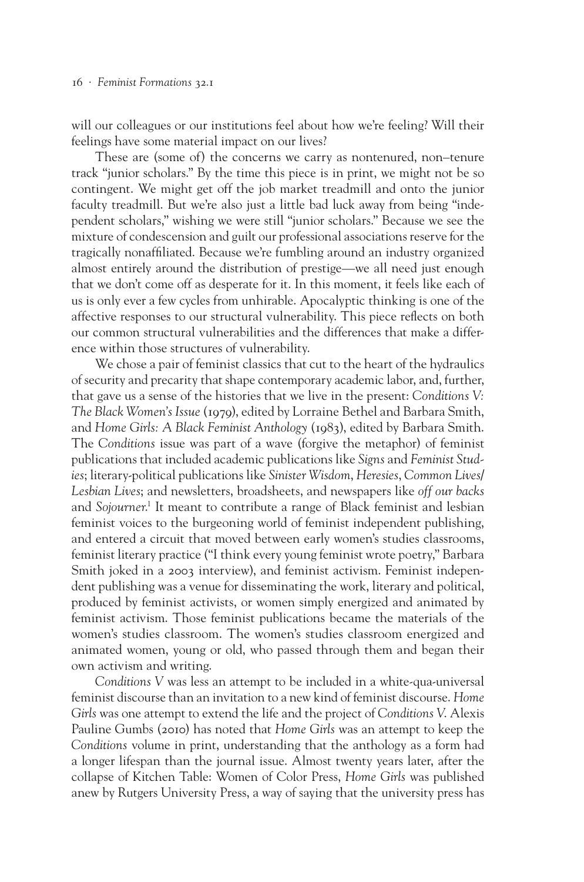will our colleagues or our institutions feel about how we're feeling? Will their feelings have some material impact on our lives?

These are (some of) the concerns we carry as nontenured, non–tenure track "junior scholars." By the time this piece is in print, we might not be so contingent. We might get off the job market treadmill and onto the junior faculty treadmill. But we're also just a little bad luck away from being "independent scholars," wishing we were still "junior scholars." Because we see the mixture of condescension and guilt our professional associations reserve for the tragically nonaffiliated. Because we're fumbling around an industry organized almost entirely around the distribution of prestige—we all need just enough that we don't come off as desperate for it. In this moment, it feels like each of us is only ever a few cycles from unhirable. Apocalyptic thinking is one of the affective responses to our structural vulnerability. This piece reflects on both our common structural vulnerabilities and the differences that make a difference within those structures of vulnerability.

We chose a pair of feminist classics that cut to the heart of the hydraulics of security and precarity that shape contemporary academic labor, and, further, that gave us a sense of the histories that we live in the present: *Conditions V: The Black Women's Issue* (1979), edited by Lorraine Bethel and Barbara Smith, and *Home Girls: A Black Feminist Anthology* (1983), edited by Barbara Smith. The *Conditions* issue was part of a wave (forgive the metaphor) of feminist publications that included academic publications like *Signs* and *Feminist Studies*; literary-political publications like *Sinister Wisdom*, *Heresies*, *Common Lives/Lesbian Lives*; and newsletters, broadsheets, and newspapers like *off our backs* and *Sojourner*.[1] It meant to contribute a range of Black feminist and lesbian feminist voices to the burgeoning world of feminist independent publishing, and entered a circuit that moved between early women's studies classrooms, feminist literary practice ("I think every young feminist wrote poetry," Barbara Smith joked in a 2003 interview), and feminist activism. Feminist independent publishing was a venue for disseminating the work, literary and political, produced by feminist activists, or women simply energized and animated by feminist activism. Those feminist publications became the materials of the women's studies classroom. The women's studies classroom energized and animated women, young or old, who passed through them and began their own activism and writing.

*Conditions V* was less an attempt to be included in a white-qua-universal feminist discourse than an invitation to a new kind of feminist discourse. *Home Girls* was one attempt to extend the life and the project of *Conditions V*. Alexis Pauline Gumbs (2010) has noted that *Home Girls* was an attempt to keep the *Conditions* volume in print, understanding that the anthology as a form had a longer lifespan than the journal issue. Almost twenty years later, after the collapse of Kitchen Table: Women of Color Press, *Home Girls* was published anew by Rutgers University Press, a way of saying that the university press has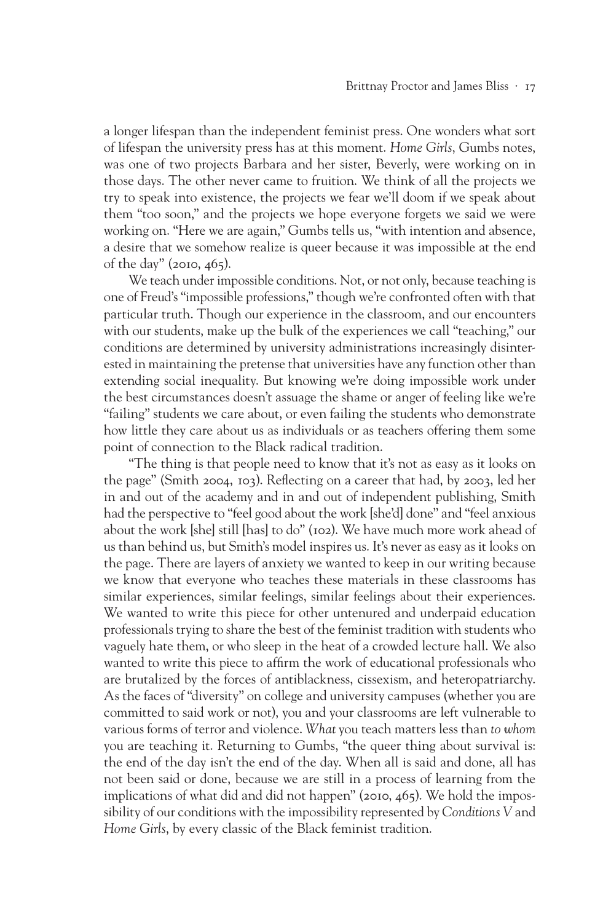a longer lifespan than the independent feminist press. One wonders what sort of lifespan the university press has at this moment. *Home Girls*, Gumbs notes, was one of two projects Barbara and her sister, Beverly, were working on in those days. The other never came to fruition. We think of all the projects we try to speak into existence, the projects we fear we'll doom if we speak about them "too soon," and the projects we hope everyone forgets we said we were working on. "Here we are again," Gumbs tells us, "with intention and absence, a desire that we somehow realize is queer because it was impossible at the end of the day" (2010, 465).

We teach under impossible conditions. Not, or not only, because teaching is one of Freud's "impossible professions," though we're confronted often with that particular truth. Though our experience in the classroom, and our encounters with our students, make up the bulk of the experiences we call "teaching," our conditions are determined by university administrations increasingly disinterested in maintaining the pretense that universities have any function other than extending social inequality. But knowing we're doing impossible work under the best circumstances doesn't assuage the shame or anger of feeling like we're "failing" students we care about, or even failing the students who demonstrate how little they care about us as individuals or as teachers offering them some point of connection to the Black radical tradition.

"The thing is that people need to know that it's not as easy as it looks on the page" (Smith 2004, 103). Reflecting on a career that had, by 2003, led her in and out of the academy and in and out of independent publishing, Smith had the perspective to "feel good about the work [she'd] done" and "feel anxious about the work [she] still [has] to do" (102). We have much more work ahead of us than behind us, but Smith's model inspires us. It's never as easy as it looks on the page. There are layers of anxiety we wanted to keep in our writing because we know that everyone who teaches these materials in these classrooms has similar experiences, similar feelings, similar feelings about their experiences. We wanted to write this piece for other untenured and underpaid education professionals trying to share the best of the feminist tradition with students who vaguely hate them, or who sleep in the heat of a crowded lecture hall. We also wanted to write this piece to affirm the work of educational professionals who are brutalized by the forces of antiblackness, cissexism, and heteropatriarchy. As the faces of "diversity" on college and university campuses (whether you are committed to said work or not), you and your classrooms are left vulnerable to various forms of terror and violence. *What* you teach matters less than *to whom* you are teaching it. Returning to Gumbs, "the queer thing about survival is: the end of the day isn't the end of the day. When all is said and done, all has not been said or done, because we are still in a process of learning from the implications of what did and did not happen" (2010, 465). We hold the impossibility of our conditions with the impossibility represented by *Conditions V* and *Home Girls*, by every classic of the Black feminist tradition.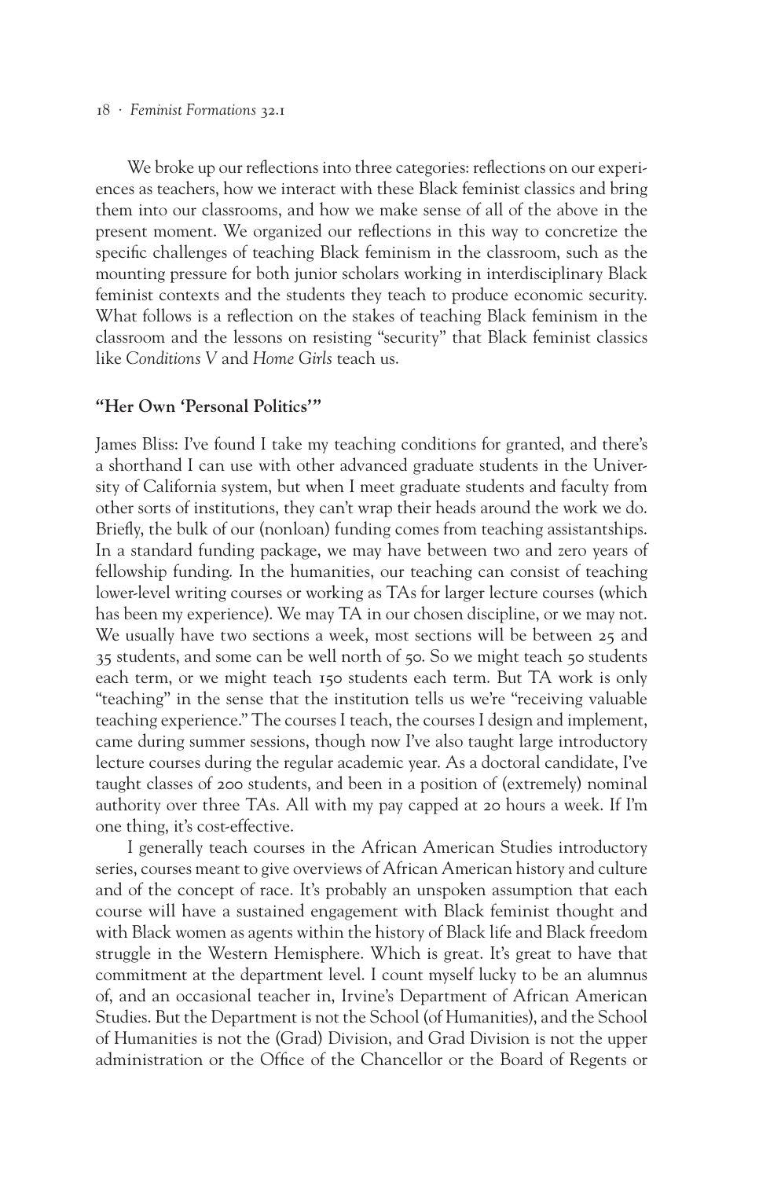We broke up our reflections into three categories: reflections on our experiences as teachers, how we interact with these Black feminist classics and bring them into our classrooms, and how we make sense of all of the above in the present moment. We organized our reflections in this way to concretize the specific challenges of teaching Black feminism in the classroom, such as the mounting pressure for both junior scholars working in interdisciplinary Black feminist contexts and the students they teach to produce economic security. What follows is a reflection on the stakes of teaching Black feminism in the classroom and the lessons on resisting "security" that Black feminist classics like *Conditions V* and *Home Girls* teach us.

## "Her Own 'Personal Politics'"

James Bliss: I've found I take my teaching conditions for granted, and there's a shorthand I can use with other advanced graduate students in the University of California system, but when I meet graduate students and faculty from other sorts of institutions, they can't wrap their heads around the work we do. Briefly, the bulk of our (nonloan) funding comes from teaching assistantships. In a standard funding package, we may have between two and zero years of fellowship funding. In the humanities, our teaching can consist of teaching lower-level writing courses or working as TAs for larger lecture courses (which has been my experience). We may TA in our chosen discipline, or we may not. We usually have two sections a week, most sections will be between 25 and 35 students, and some can be well north of 50. So we might teach 50 students each term, or we might teach 150 students each term. But TA work is only "teaching" in the sense that the institution tells us we're "receiving valuable teaching experience." The courses I teach, the courses I design and implement, came during summer sessions, though now I've also taught large introductory lecture courses during the regular academic year. As a doctoral candidate, I've taught classes of 200 students, and been in a position of (extremely) nominal authority over three TAs. All with my pay capped at 20 hours a week. If I'm one thing, it's cost-effective.

I generally teach courses in the African American Studies introductory series, courses meant to give overviews of African American history and culture and of the concept of race. It's probably an unspoken assumption that each course will have a sustained engagement with Black feminist thought and with Black women as agents within the history of Black life and Black freedom struggle in the Western Hemisphere. Which is great. It's great to have that commitment at the department level. I count myself lucky to be an alumnus of, and an occasional teacher in, Irvine's Department of African American Studies. But the Department is not the School (of Humanities), and the School of Humanities is not the (Grad) Division, and Grad Division is not the upper administration or the Office of the Chancellor or the Board of Regents or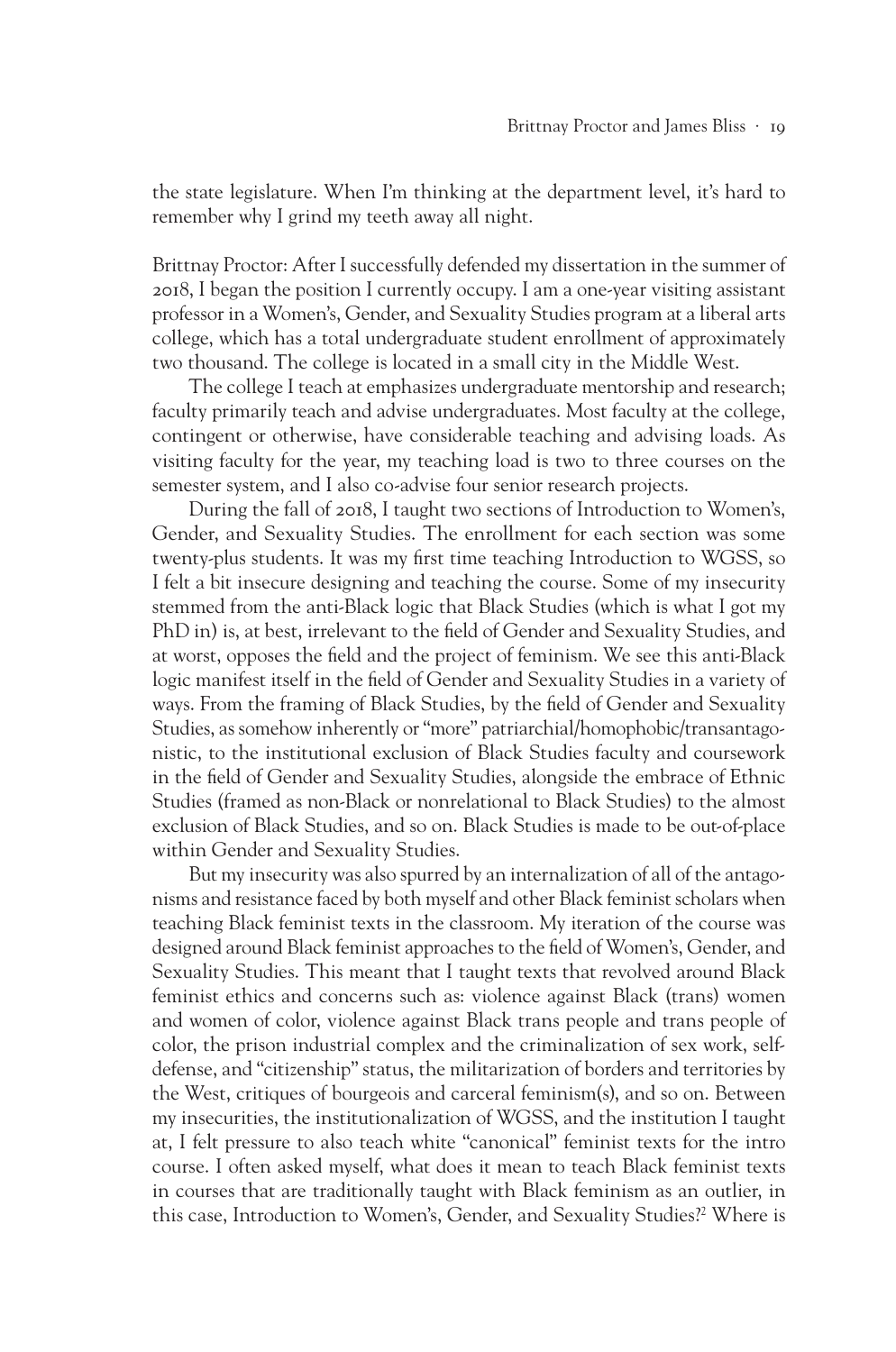the state legislature. When I'm thinking at the department level, it's hard to remember why I grind my teeth away all night.

Brittnay Proctor: After I successfully defended my dissertation in the summer of 2018, I began the position I currently occupy. I am a one-year visiting assistant professor in a Women's, Gender, and Sexuality Studies program at a liberal arts college, which has a total undergraduate student enrollment of approximately two thousand. The college is located in a small city in the Middle West.

The college I teach at emphasizes undergraduate mentorship and research; faculty primarily teach and advise undergraduates. Most faculty at the college, contingent or otherwise, have considerable teaching and advising loads. As visiting faculty for the year, my teaching load is two to three courses on the semester system, and I also co-advise four senior research projects.

During the fall of 2018, I taught two sections of Introduction to Women's, Gender, and Sexuality Studies. The enrollment for each section was some twenty-plus students. It was my first time teaching Introduction to WGSS, so I felt a bit insecure designing and teaching the course. Some of my insecurity stemmed from the anti-Black logic that Black Studies (which is what I got my PhD in) is, at best, irrelevant to the field of Gender and Sexuality Studies, and at worst, opposes the field and the project of feminism. We see this anti-Black logic manifest itself in the field of Gender and Sexuality Studies in a variety of ways. From the framing of Black Studies, by the field of Gender and Sexuality Studies, as somehow inherently or "more" patriarchial/homophobic/transantagonistic, to the institutional exclusion of Black Studies faculty and coursework in the field of Gender and Sexuality Studies, alongside the embrace of Ethnic Studies (framed as non-Black or nonrelational to Black Studies) to the almost exclusion of Black Studies, and so on. Black Studies is made to be out-of-place within Gender and Sexuality Studies.

But my insecurity was also spurred by an internalization of all of the antagonisms and resistance faced by both myself and other Black feminist scholars when teaching Black feminist texts in the classroom. My iteration of the course was designed around Black feminist approaches to the field of Women's, Gender, and Sexuality Studies. This meant that I taught texts that revolved around Black feminist ethics and concerns such as: violence against Black (trans) women and women of color, violence against Black trans people and trans people of color, the prison industrial complex and the criminalization of sex work, self-defense, and "citizenship" status, the militarization of borders and territories by the West, critiques of bourgeois and carceral feminism(s), and so on. Between my insecurities, the institutionalization of WGSS, and the institution I taught at, I felt pressure to also teach white "canonical" feminist texts for the intro course. I often asked myself, what does it mean to teach Black feminist texts in courses that are traditionally taught with Black feminism as an outlier, in this case, Introduction to Women's, Gender, and Sexuality Studies?[2] Where is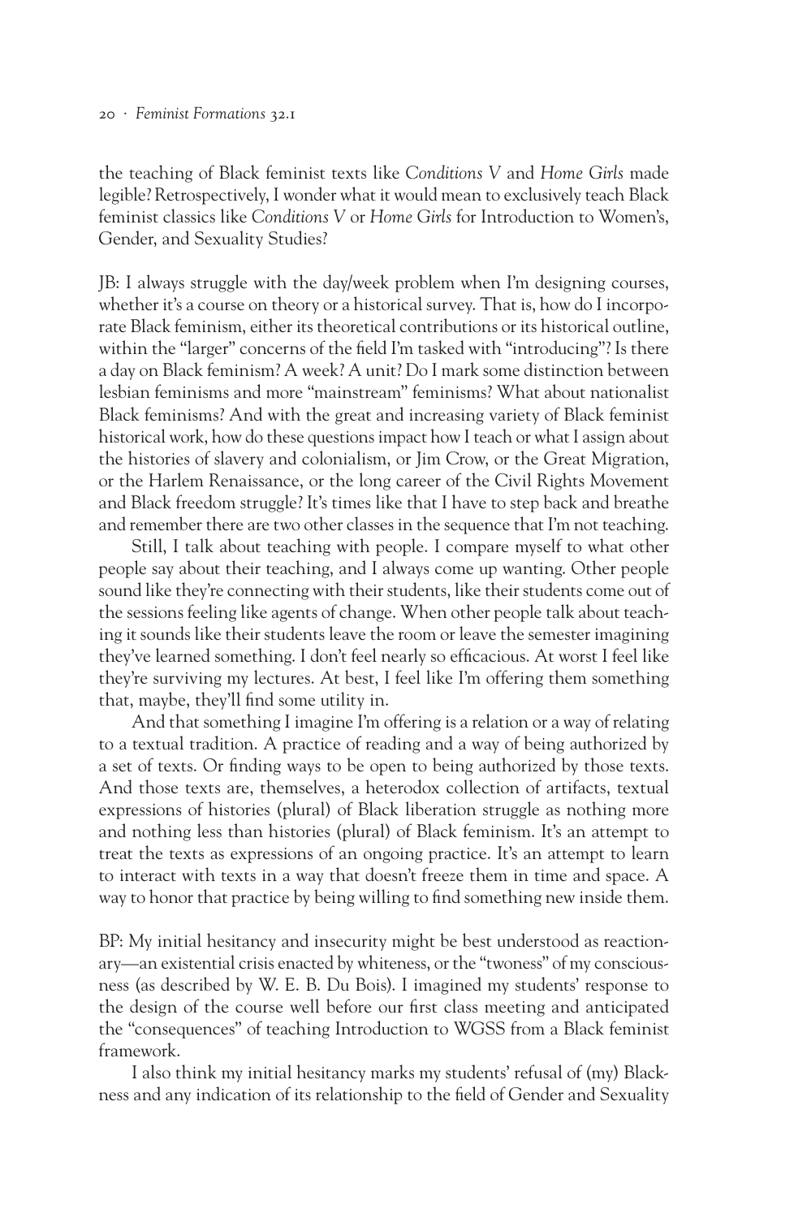the teaching of Black feminist texts like *Conditions V* and *Home Girls* made legible? Retrospectively, I wonder what it would mean to exclusively teach Black feminist classics like *Conditions V* or *Home Girls* for Introduction to Women's, Gender, and Sexuality Studies?

JB: I always struggle with the day/week problem when I'm designing courses, whether it's a course on theory or a historical survey. That is, how do I incorporate Black feminism, either its theoretical contributions or its historical outline, within the "larger" concerns of the field I'm tasked with "introducing"? Is there a day on Black feminism? A week? A unit? Do I mark some distinction between lesbian feminisms and more "mainstream" feminisms? What about nationalist Black feminisms? And with the great and increasing variety of Black feminist historical work, how do these questions impact how I teach or what I assign about the histories of slavery and colonialism, or Jim Crow, or the Great Migration, or the Harlem Renaissance, or the long career of the Civil Rights Movement and Black freedom struggle? It's times like that I have to step back and breathe and remember there are two other classes in the sequence that I'm not teaching.

Still, I talk about teaching with people. I compare myself to what other people say about their teaching, and I always come up wanting. Other people sound like they're connecting with their students, like their students come out of the sessions feeling like agents of change. When other people talk about teaching it sounds like their students leave the room or leave the semester imagining they've learned something. I don't feel nearly so efficacious. At worst I feel like they're surviving my lectures. At best, I feel like I'm offering them something that, maybe, they'll find some utility in.

And that something I imagine I'm offering is a relation or a way of relating to a textual tradition. A practice of reading and a way of being authorized by a set of texts. Or finding ways to be open to being authorized by those texts. And those texts are, themselves, a heterodox collection of artifacts, textual expressions of histories (plural) of Black liberation struggle as nothing more and nothing less than histories (plural) of Black feminism. It's an attempt to treat the texts as expressions of an ongoing practice. It's an attempt to learn to interact with texts in a way that doesn't freeze them in time and space. A way to honor that practice by being willing to find something new inside them.

BP: My initial hesitancy and insecurity might be best understood as reactionary—an existential crisis enacted by whiteness, or the "twoness" of my consciousness (as described by W. E. B. Du Bois). I imagined my students' response to the design of the course well before our first class meeting and anticipated the "consequences" of teaching Introduction to WGSS from a Black feminist framework.

I also think my initial hesitancy marks my students' refusal of (my) Blackness and any indication of its relationship to the field of Gender and Sexuality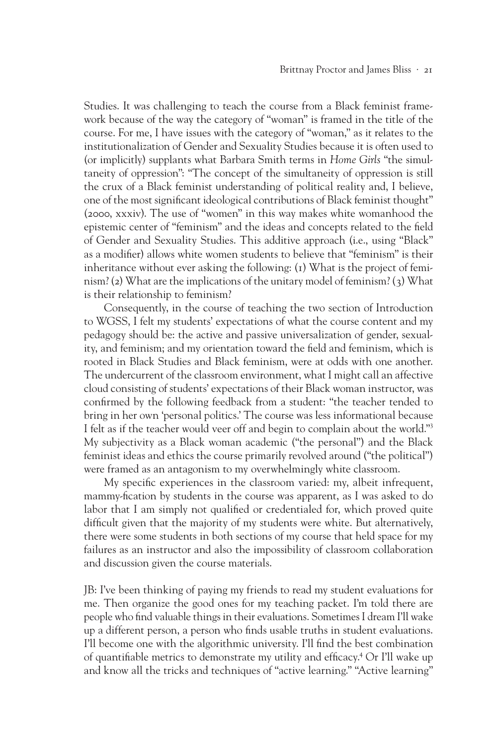Studies. It was challenging to teach the course from a Black feminist framework because of the way the category of "woman" is framed in the title of the course. For me, I have issues with the category of "woman," as it relates to the institutionalization of Gender and Sexuality Studies because it is often used to (or implicitly) supplants what Barbara Smith terms in *Home Girls* "the simultaneity of oppression": "The concept of the simultaneity of oppression is still the crux of a Black feminist understanding of political reality and, I believe, one of the most significant ideological contributions of Black feminist thought" (2000, xxxiv). The use of "women" in this way makes white womanhood the epistemic center of "feminism" and the ideas and concepts related to the field of Gender and Sexuality Studies. This additive approach (i.e., using "Black" as a modifier) allows white women students to believe that "feminism" is their inheritance without ever asking the following: (1) What is the project of feminism? (2) What are the implications of the unitary model of feminism? (3) What is their relationship to feminism?

Consequently, in the course of teaching the two section of Introduction to WGSS, I felt my students' expectations of what the course content and my pedagogy should be: the active and passive universalization of gender, sexuality, and feminism; and my orientation toward the field and feminism, which is rooted in Black Studies and Black feminism, were at odds with one another. The undercurrent of the classroom environment, what I might call an affective cloud consisting of students' expectations of their Black woman instructor, was confirmed by the following feedback from a student: "the teacher tended to bring in her own 'personal politics.' The course was less informational because I felt as if the teacher would veer off and begin to complain about the world."[3] My subjectivity as a Black woman academic ("the personal") and the Black feminist ideas and ethics the course primarily revolved around ("the political") were framed as an antagonism to my overwhelmingly white classroom.

My specific experiences in the classroom varied: my, albeit infrequent, mammy-fication by students in the course was apparent, as I was asked to do labor that I am simply not qualified or credentialed for, which proved quite difficult given that the majority of my students were white. But alternatively, there were some students in both sections of my course that held space for my failures as an instructor and also the impossibility of classroom collaboration and discussion given the course materials.

JB: I've been thinking of paying my friends to read my student evaluations for me. Then organize the good ones for my teaching packet. I'm told there are people who find valuable things in their evaluations. Sometimes I dream I'll wake up a different person, a person who finds usable truths in student evaluations. I'll become one with the algorithmic university. I'll find the best combination of quantifiable metrics to demonstrate my utility and efficacy.[4] Or I'll wake up and know all the tricks and techniques of "active learning." "Active learning"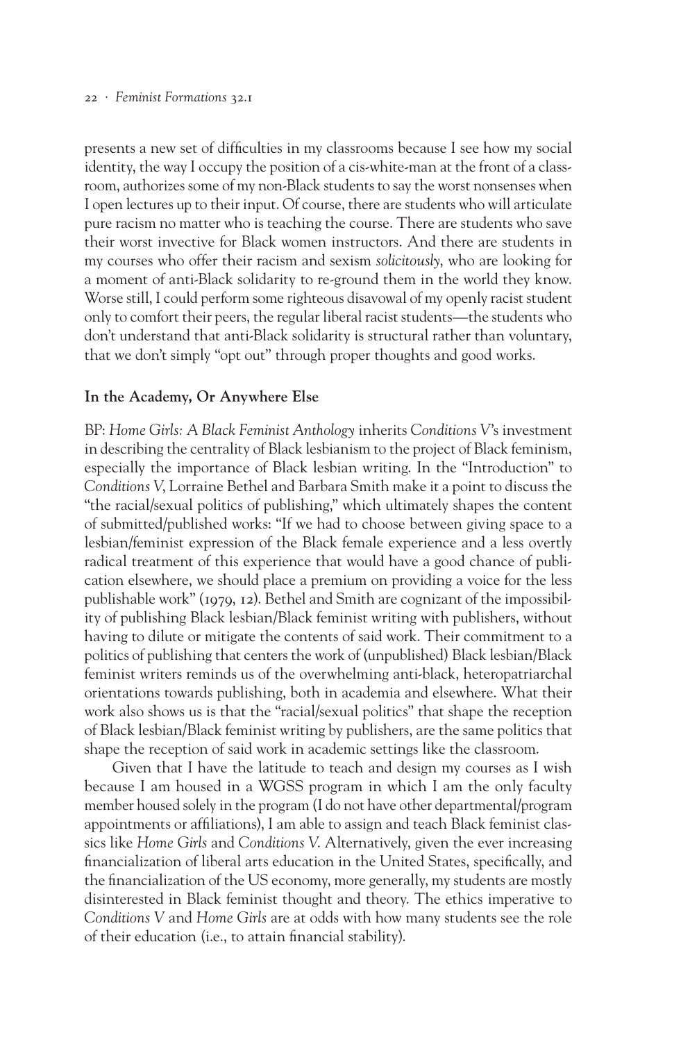presents a new set of difficulties in my classrooms because I see how my social identity, the way I occupy the position of a cis-white-man at the front of a classroom, authorizes some of my non-Black students to say the worst nonsenses when I open lectures up to their input. Of course, there are students who will articulate pure racism no matter who is teaching the course. There are students who save their worst invective for Black women instructors. And there are students in my courses who offer their racism and sexism *solicitously*, who are looking for a moment of anti-Black solidarity to re-ground them in the world they know. Worse still, I could perform some righteous disavowal of my openly racist student only to comfort their peers, the regular liberal racist students—the students who don't understand that anti-Black solidarity is structural rather than voluntary, that we don't simply "opt out" through proper thoughts and good works.

## In the Academy, Or Anywhere Else

BP: *Home Girls: A Black Feminist Anthology* inherits *Conditions V*'s investment in describing the centrality of Black lesbianism to the project of Black feminism, especially the importance of Black lesbian writing. In the "Introduction" to *Conditions V*, Lorraine Bethel and Barbara Smith make it a point to discuss the "the racial/sexual politics of publishing," which ultimately shapes the content of submitted/published works: "If we had to choose between giving space to a lesbian/feminist expression of the Black female experience and a less overtly radical treatment of this experience that would have a good chance of publication elsewhere, we should place a premium on providing a voice for the less publishable work" (1979, 12). Bethel and Smith are cognizant of the impossibility of publishing Black lesbian/Black feminist writing with publishers, without having to dilute or mitigate the contents of said work. Their commitment to a politics of publishing that centers the work of (unpublished) Black lesbian/Black feminist writers reminds us of the overwhelming anti-black, heteropatriarchal orientations towards publishing, both in academia and elsewhere. What their work also shows us is that the "racial/sexual politics" that shape the reception of Black lesbian/Black feminist writing by publishers, are the same politics that shape the reception of said work in academic settings like the classroom.

Given that I have the latitude to teach and design my courses as I wish because I am housed in a WGSS program in which I am the only faculty member housed solely in the program (I do not have other departmental/program appointments or affiliations), I am able to assign and teach Black feminist classics like *Home Girls* and *Conditions V*. Alternatively, given the ever increasing financialization of liberal arts education in the United States, specifically, and the financialization of the US economy, more generally, my students are mostly disinterested in Black feminist thought and theory. The ethics imperative to *Conditions V* and *Home Girls* are at odds with how many students see the role of their education (i.e., to attain financial stability).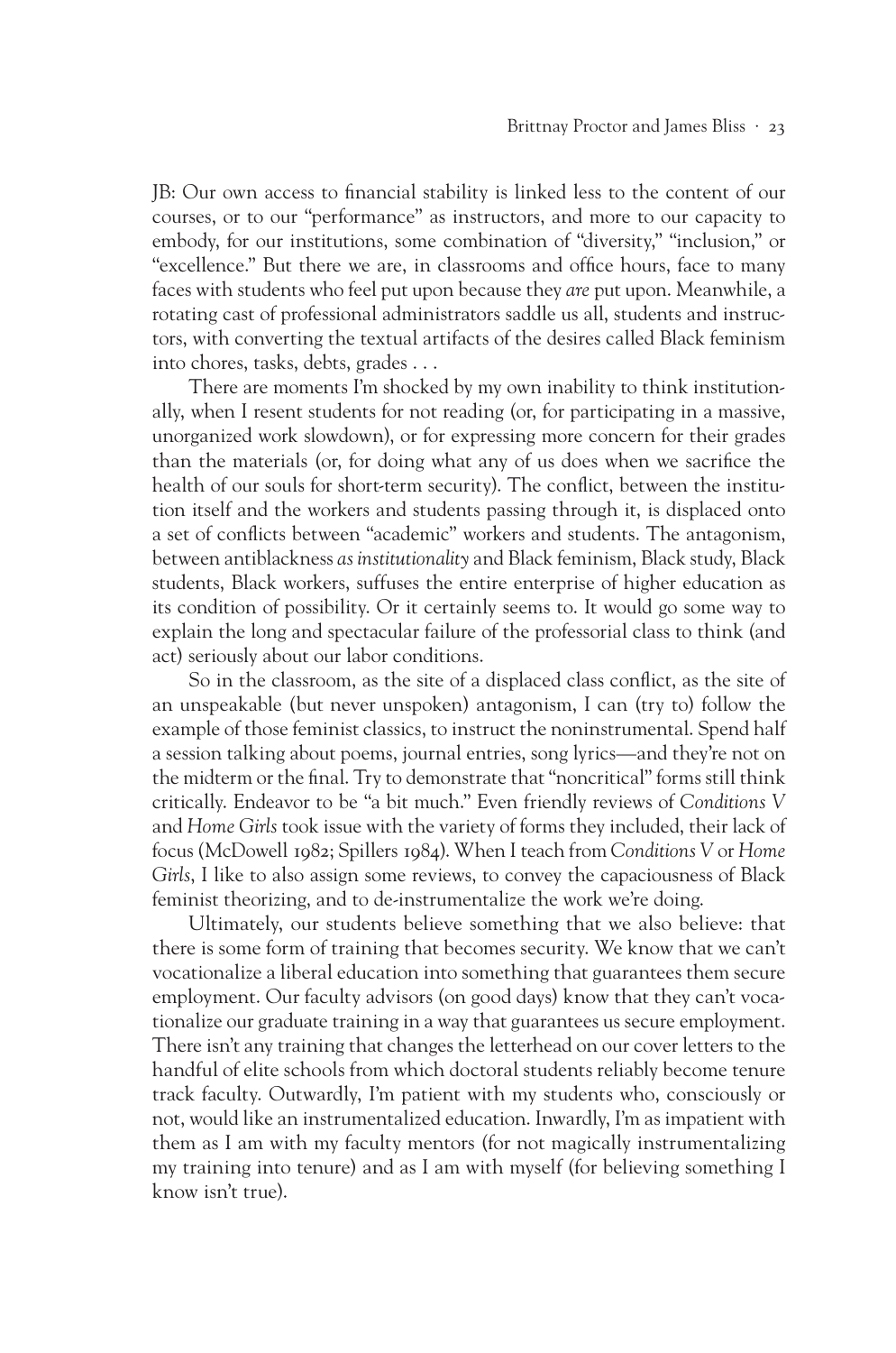JB: Our own access to financial stability is linked less to the content of our courses, or to our "performance" as instructors, and more to our capacity to embody, for our institutions, some combination of "diversity," "inclusion," or "excellence." But there we are, in classrooms and office hours, face to many faces with students who feel put upon because they *are* put upon. Meanwhile, a rotating cast of professional administrators saddle us all, students and instructors, with converting the textual artifacts of the desires called Black feminism into chores, tasks, debts, grades . . .

There are moments I'm shocked by my own inability to think institutionally, when I resent students for not reading (or, for participating in a massive, unorganized work slowdown), or for expressing more concern for their grades than the materials (or, for doing what any of us does when we sacrifice the health of our souls for short-term security). The conflict, between the institution itself and the workers and students passing through it, is displaced onto a set of conflicts between "academic" workers and students. The antagonism, between antiblackness *as institutionality* and Black feminism, Black study, Black students, Black workers, suffuses the entire enterprise of higher education as its condition of possibility. Or it certainly seems to. It would go some way to explain the long and spectacular failure of the professorial class to think (and act) seriously about our labor conditions.

So in the classroom, as the site of a displaced class conflict, as the site of an unspeakable (but never unspoken) antagonism, I can (try to) follow the example of those feminist classics, to instruct the noninstrumental. Spend half a session talking about poems, journal entries, song lyrics—and they're not on the midterm or the final. Try to demonstrate that "noncritical" forms still think critically. Endeavor to be "a bit much." Even friendly reviews of *Conditions V* and *Home Girls* took issue with the variety of forms they included, their lack of focus (McDowell 1982; Spillers 1984). When I teach from *Conditions V* or *Home Girls*, I like to also assign some reviews, to convey the capaciousness of Black feminist theorizing, and to de-instrumentalize the work we're doing.

Ultimately, our students believe something that we also believe: that there is some form of training that becomes security. We know that we can't vocationalize a liberal education into something that guarantees them secure employment. Our faculty advisors (on good days) know that they can't vocationalize our graduate training in a way that guarantees us secure employment. There isn't any training that changes the letterhead on our cover letters to the handful of elite schools from which doctoral students reliably become tenure track faculty. Outwardly, I'm patient with my students who, consciously or not, would like an instrumentalized education. Inwardly, I'm as impatient with them as I am with my faculty mentors (for not magically instrumentalizing my training into tenure) and as I am with myself (for believing something I know isn't true).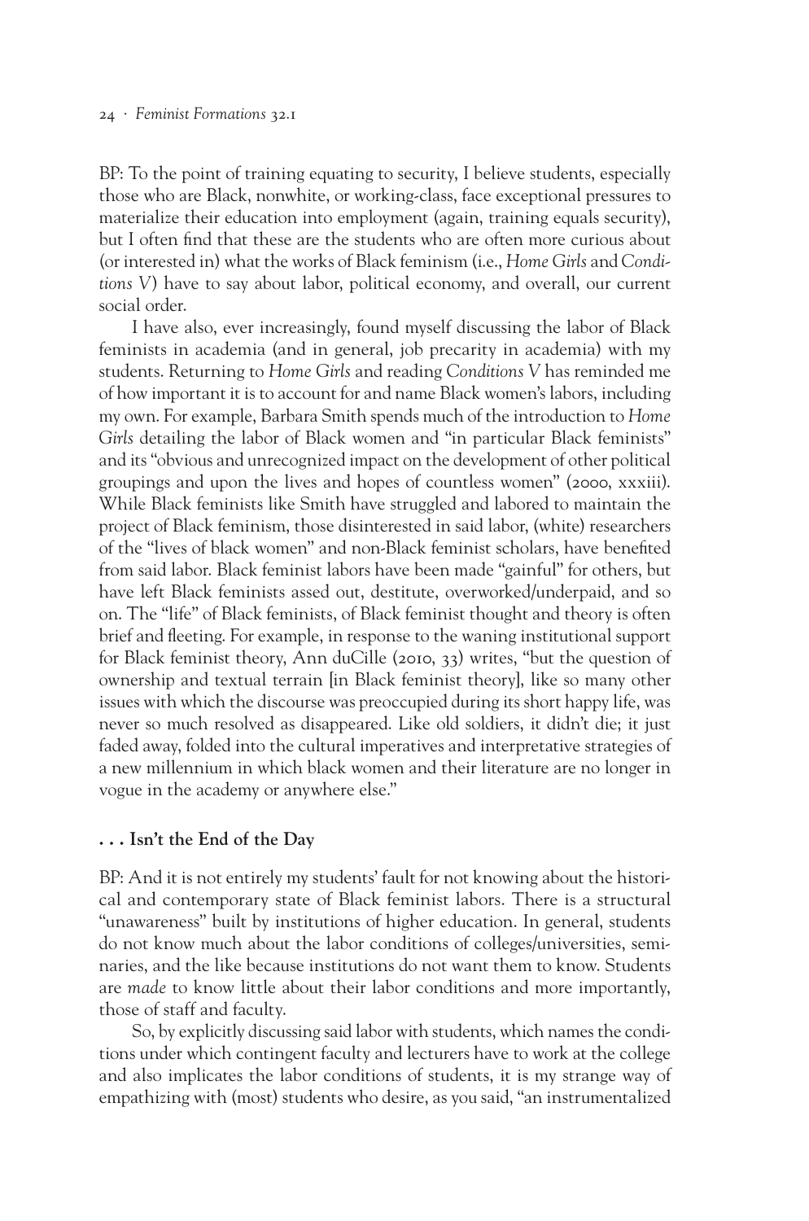BP: To the point of training equating to security, I believe students, especially those who are Black, nonwhite, or working-class, face exceptional pressures to materialize their education into employment (again, training equals security), but I often find that these are the students who are often more curious about (or interested in) what the works of Black feminism (i.e., *Home Girls* and *Conditions V*) have to say about labor, political economy, and overall, our current social order.

I have also, ever increasingly, found myself discussing the labor of Black feminists in academia (and in general, job precarity in academia) with my students. Returning to *Home Girls* and reading *Conditions V* has reminded me of how important it is to account for and name Black women's labors, including my own. For example, Barbara Smith spends much of the introduction to *Home Girls* detailing the labor of Black women and "in particular Black feminists" and its "obvious and unrecognized impact on the development of other political groupings and upon the lives and hopes of countless women" (2000, xxxiii). While Black feminists like Smith have struggled and labored to maintain the project of Black feminism, those disinterested in said labor, (white) researchers of the "lives of black women" and non-Black feminist scholars, have benefited from said labor. Black feminist labors have been made "gainful" for others, but have left Black feminists assed out, destitute, overworked/underpaid, and so on. The "life" of Black feminists, of Black feminist thought and theory is often brief and fleeting. For example, in response to the waning institutional support for Black feminist theory, Ann duCille (2010, 33) writes, "but the question of ownership and textual terrain [in Black feminist theory], like so many other issues with which the discourse was preoccupied during its short happy life, was never so much resolved as disappeared. Like old soldiers, it didn't die; it just faded away, folded into the cultural imperatives and interpretative strategies of a new millennium in which black women and their literature are no longer in vogue in the academy or anywhere else."

## . . . Isn't the End of the Day

BP: And it is not entirely my students' fault for not knowing about the historical and contemporary state of Black feminist labors. There is a structural "unawareness" built by institutions of higher education. In general, students do not know much about the labor conditions of colleges/universities, seminaries, and the like because institutions do not want them to know. Students are *made* to know little about their labor conditions and more importantly, those of staff and faculty.

So, by explicitly discussing said labor with students, which names the conditions under which contingent faculty and lecturers have to work at the college and also implicates the labor conditions of students, it is my strange way of empathizing with (most) students who desire, as you said, "an instrumentalized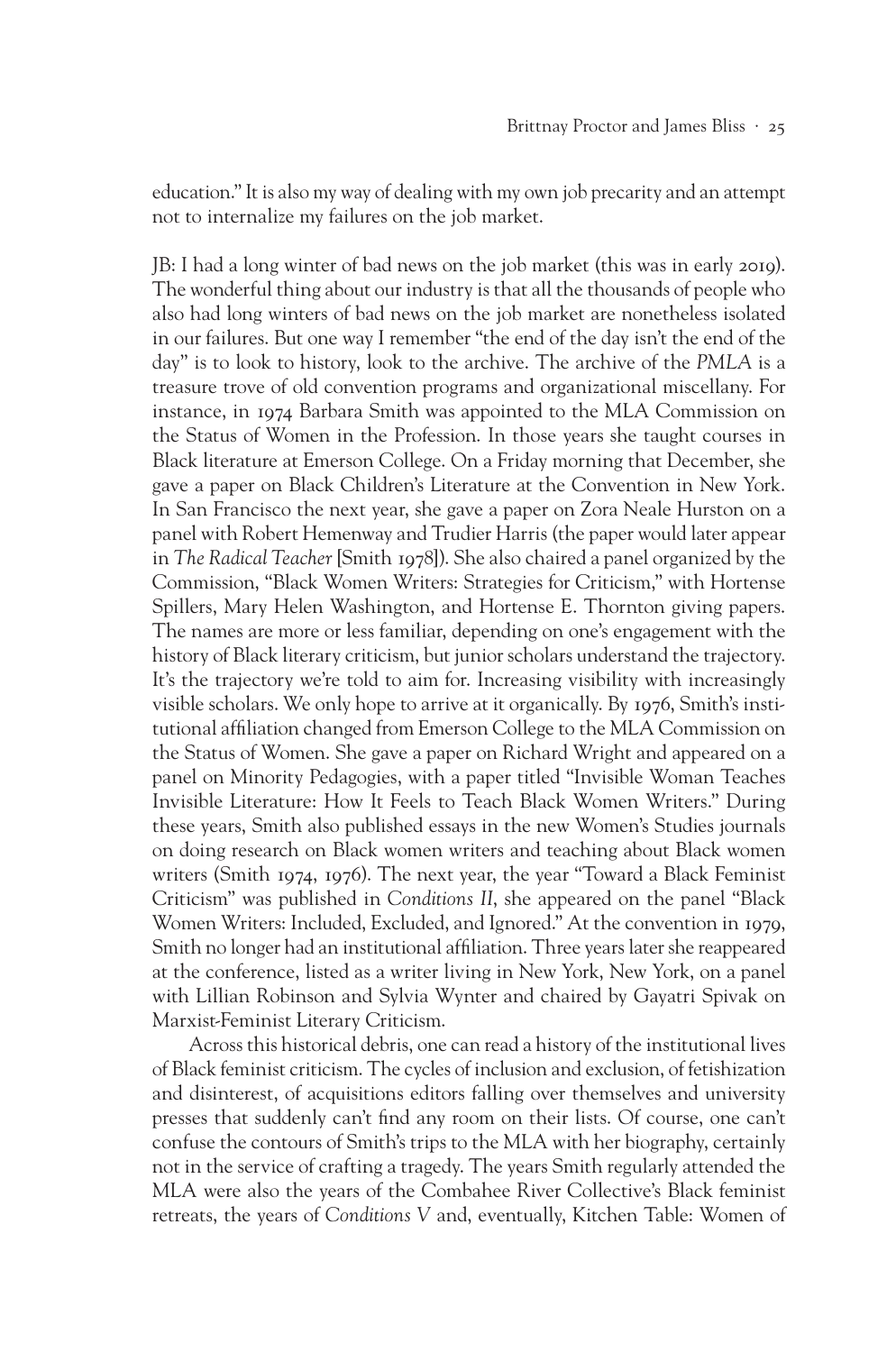education." It is also my way of dealing with my own job precarity and an attempt not to internalize my failures on the job market.

JB: I had a long winter of bad news on the job market (this was in early 2019). The wonderful thing about our industry is that all the thousands of people who also had long winters of bad news on the job market are nonetheless isolated in our failures. But one way I remember "the end of the day isn't the end of the day" is to look to history, look to the archive. The archive of the *PMLA* is a treasure trove of old convention programs and organizational miscellany. For instance, in 1974 Barbara Smith was appointed to the MLA Commission on the Status of Women in the Profession. In those years she taught courses in Black literature at Emerson College. On a Friday morning that December, she gave a paper on Black Children's Literature at the Convention in New York. In San Francisco the next year, she gave a paper on Zora Neale Hurston on a panel with Robert Hemenway and Trudier Harris (the paper would later appear in *The Radical Teacher* [Smith 1978]). She also chaired a panel organized by the Commission, "Black Women Writers: Strategies for Criticism," with Hortense Spillers, Mary Helen Washington, and Hortense E. Thornton giving papers. The names are more or less familiar, depending on one's engagement with the history of Black literary criticism, but junior scholars understand the trajectory. It's the trajectory we're told to aim for. Increasing visibility with increasingly visible scholars. We only hope to arrive at it organically. By 1976, Smith's institutional affiliation changed from Emerson College to the MLA Commission on the Status of Women. She gave a paper on Richard Wright and appeared on a panel on Minority Pedagogies, with a paper titled "Invisible Woman Teaches Invisible Literature: How It Feels to Teach Black Women Writers." During these years, Smith also published essays in the new Women's Studies journals on doing research on Black women writers and teaching about Black women writers (Smith 1974, 1976). The next year, the year "Toward a Black Feminist Criticism" was published in *Conditions II*, she appeared on the panel "Black Women Writers: Included, Excluded, and Ignored." At the convention in 1979, Smith no longer had an institutional affiliation. Three years later she reappeared at the conference, listed as a writer living in New York, New York, on a panel with Lillian Robinson and Sylvia Wynter and chaired by Gayatri Spivak on Marxist-Feminist Literary Criticism.

Across this historical debris, one can read a history of the institutional lives of Black feminist criticism. The cycles of inclusion and exclusion, of fetishization and disinterest, of acquisitions editors falling over themselves and university presses that suddenly can't find any room on their lists. Of course, one can't confuse the contours of Smith's trips to the MLA with her biography, certainly not in the service of crafting a tragedy. The years Smith regularly attended the MLA were also the years of the Combahee River Collective's Black feminist retreats, the years of *Conditions V* and, eventually, Kitchen Table: Women of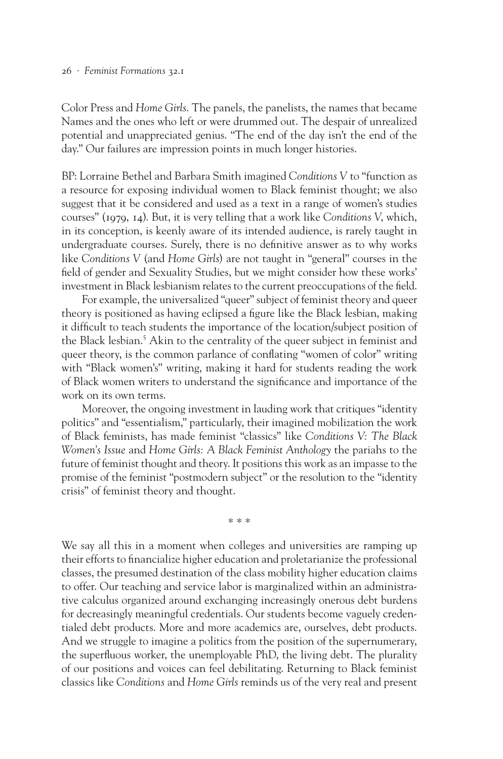Color Press and *Home Girls*. The panels, the panelists, the names that became Names and the ones who left or were drummed out. The despair of unrealized potential and unappreciated genius. "The end of the day isn't the end of the day." Our failures are impression points in much longer histories.

BP: Lorraine Bethel and Barbara Smith imagined *Conditions V* to "function as a resource for exposing individual women to Black feminist thought; we also suggest that it be considered and used as a text in a range of women's studies courses" (1979, 14). But, it is very telling that a work like *Conditions V*, which, in its conception, is keenly aware of its intended audience, is rarely taught in undergraduate courses. Surely, there is no definitive answer as to why works like *Conditions V* (and *Home Girls*) are not taught in "general" courses in the field of gender and Sexuality Studies, but we might consider how these works' investment in Black lesbianism relates to the current preoccupations of the field.

For example, the universalized "queer" subject of feminist theory and queer theory is positioned as having eclipsed a figure like the Black lesbian, making it difficult to teach students the importance of the location/subject position of the Black lesbian.[5] Akin to the centrality of the queer subject in feminist and queer theory, is the common parlance of conflating "women of color" writing with "Black women's" writing, making it hard for students reading the work of Black women writers to understand the significance and importance of the work on its own terms.

Moreover, the ongoing investment in lauding work that critiques "identity politics" and "essentialism," particularly, their imagined mobilization the work of Black feminists, has made feminist "classics" like *Conditions V: The Black Women's Issue* and *Home Girls: A Black Feminist Anthology* the pariahs to the future of feminist thought and theory. It positions this work as an impasse to the promise of the feminist "postmodern subject" or the resolution to the "identity crisis" of feminist theory and thought.

\* \* \*

We say all this in a moment when colleges and universities are ramping up their efforts to financialize higher education and proletarianize the professional classes, the presumed destination of the class mobility higher education claims to offer. Our teaching and service labor is marginalized within an administrative calculus organized around exchanging increasingly onerous debt burdens for decreasingly meaningful credentials. Our students become vaguely credentialed debt products. More and more academics are, ourselves, debt products. And we struggle to imagine a politics from the position of the supernumerary, the superfluous worker, the unemployable PhD, the living debt. The plurality of our positions and voices can feel debilitating. Returning to Black feminist classics like *Conditions* and *Home Girls* reminds us of the very real and present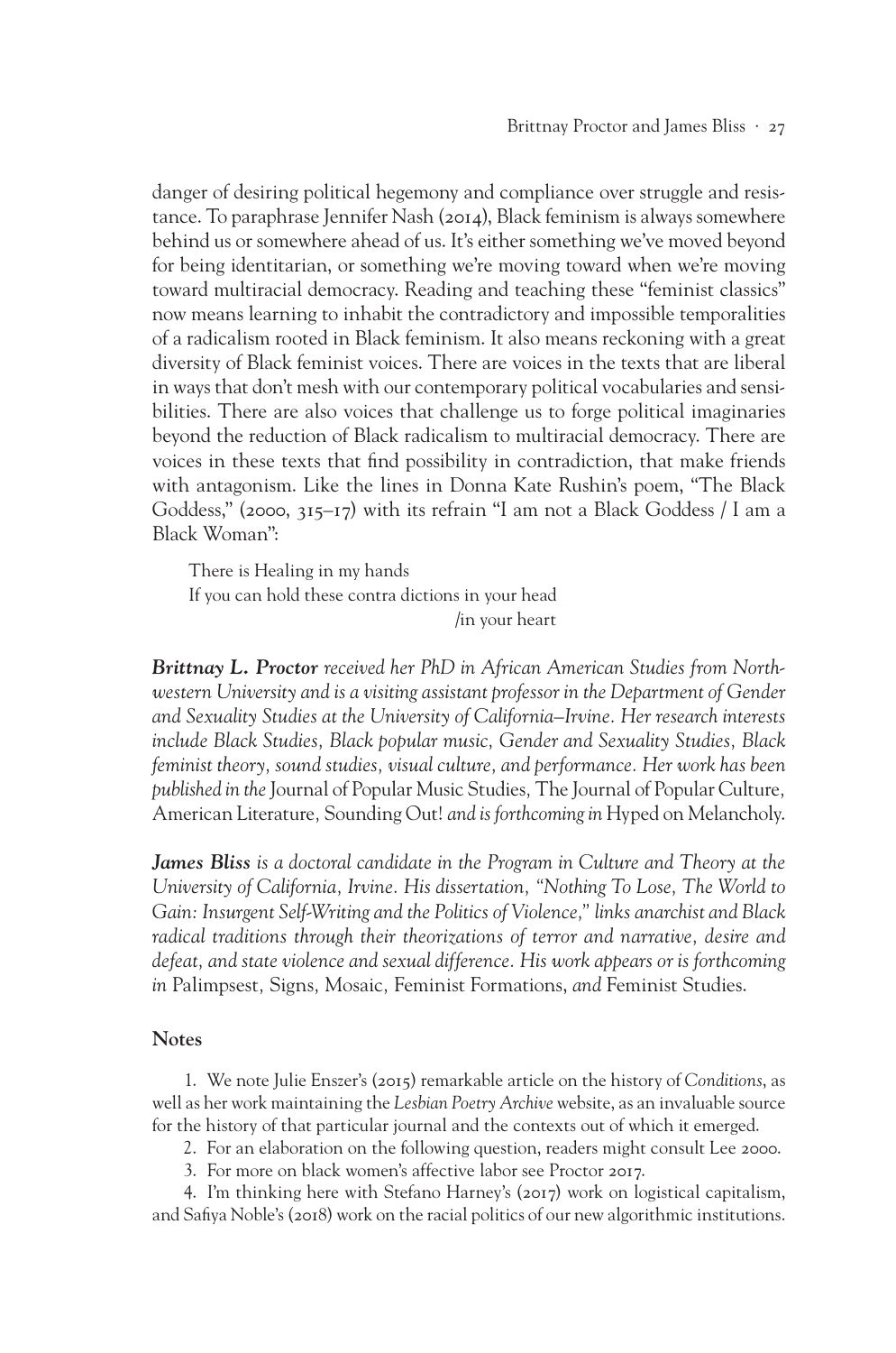danger of desiring political hegemony and compliance over struggle and resistance. To paraphrase Jennifer Nash (2014), Black feminism is always somewhere behind us or somewhere ahead of us. It's either something we've moved beyond for being identitarian, or something we're moving toward when we're moving toward multiracial democracy. Reading and teaching these "feminist classics" now means learning to inhabit the contradictory and impossible temporalities of a radicalism rooted in Black feminism. It also means reckoning with a great diversity of Black feminist voices. There are voices in the texts that are liberal in ways that don't mesh with our contemporary political vocabularies and sensibilities. There are also voices that challenge us to forge political imaginaries beyond the reduction of Black radicalism to multiracial democracy. There are voices in these texts that find possibility in contradiction, that make friends with antagonism. Like the lines in Donna Kate Rushin's poem, "The Black Goddess," (2000, 315–17) with its refrain "I am not a Black Goddess / I am a Black Woman":

> There is Healing in my hands
> If you can hold these contra dictions in your head
> /in your heart

***Brittnay L. Proctor*** *received her PhD in African American Studies from Northwestern University and is a visiting assistant professor in the Department of Gender and Sexuality Studies at the University of California–Irvine. Her research interests include Black Studies, Black popular music, Gender and Sexuality Studies, Black feminist theory, sound studies, visual culture, and performance. Her work has been published in the* Journal of Popular Music Studies, The Journal of Popular Culture, American Literature, Sounding Out! *and is forthcoming in* Hyped on Melancholy.

***James Bliss*** *is a doctoral candidate in the Program in Culture and Theory at the University of California, Irvine. His dissertation, "Nothing To Lose, The World to Gain: Insurgent Self-Writing and the Politics of Violence," links anarchist and Black radical traditions through their theorizations of terror and narrative, desire and defeat, and state violence and sexual difference. His work appears or is forthcoming in* Palimpsest, Signs, Mosaic, Feminist Formations, *and* Feminist Studies.

## Notes

1. We note Julie Enszer's (2015) remarkable article on the history of *Conditions*, as well as her work maintaining the *Lesbian Poetry Archive* website, as an invaluable source for the history of that particular journal and the contexts out of which it emerged.
2. For an elaboration on the following question, readers might consult Lee 2000.
3. For more on black women's affective labor see Proctor 2017.
4. I'm thinking here with Stefano Harney's (2017) work on logistical capitalism, and Safiya Noble's (2018) work on the racial politics of our new algorithmic institutions.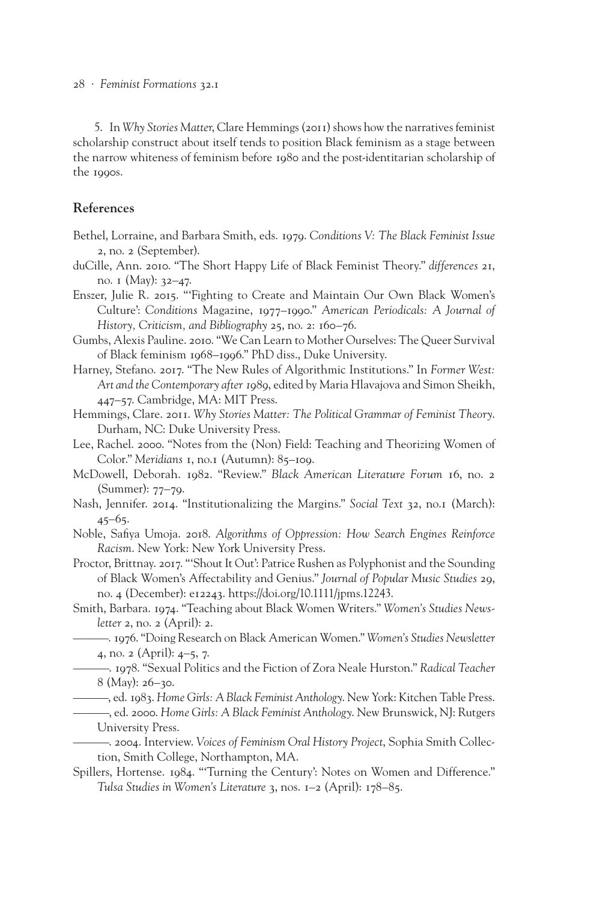5. In *Why Stories Matter*, Clare Hemmings (2011) shows how the narratives feminist scholarship construct about itself tends to position Black feminism as a stage between the narrow whiteness of feminism before 1980 and the post-identitarian scholarship of the 1990s.

## References

Bethel, Lorraine, and Barbara Smith, eds. 1979. *Conditions V: The Black Feminist Issue* 2, no. 2 (September).

duCille, Ann. 2010. "The Short Happy Life of Black Feminist Theory." *differences* 21, no. 1 (May): 32–47.

Enszer, Julie R. 2015. "'Fighting to Create and Maintain Our Own Black Women's Culture': *Conditions* Magazine, 1977–1990." *American Periodicals: A Journal of History, Criticism, and Bibliography* 25, no. 2: 160–76.

Gumbs, Alexis Pauline. 2010. "We Can Learn to Mother Ourselves: The Queer Survival of Black feminism 1968–1996." PhD diss., Duke University.

Harney, Stefano. 2017. "The New Rules of Algorithmic Institutions." In *Former West: Art and the Contemporary after 1989*, edited by Maria Hlavajova and Simon Sheikh, 447–57. Cambridge, MA: MIT Press.

Hemmings, Clare. 2011. *Why Stories Matter: The Political Grammar of Feminist Theory*. Durham, NC: Duke University Press.

Lee, Rachel. 2000. "Notes from the (Non) Field: Teaching and Theorizing Women of Color." *Meridians* 1, no.1 (Autumn): 85–109.

McDowell, Deborah. 1982. "Review." *Black American Literature Forum* 16, no. 2 (Summer): 77–79.

Nash, Jennifer. 2014. "Institutionalizing the Margins." *Social Text* 32, no.1 (March): 45–65.

Noble, Safiya Umoja. 2018. *Algorithms of Oppression: How Search Engines Reinforce Racism*. New York: New York University Press.

Proctor, Brittnay. 2017. "'Shout It Out': Patrice Rushen as Polyphonist and the Sounding of Black Women's Affectability and Genius." *Journal of Popular Music Studies* 29, no. 4 (December): e12243. https://doi.org/10.1111/jpms.12243.

Smith, Barbara. 1974. "Teaching about Black Women Writers." *Women's Studies Newsletter* 2, no. 2 (April): 2.

———. 1976. "Doing Research on Black American Women." *Women's Studies Newsletter* 4, no. 2 (April): 4–5, 7.

———. 1978. "Sexual Politics and the Fiction of Zora Neale Hurston." *Radical Teacher* 8 (May): 26–30.

———, ed. 1983. *Home Girls: A Black Feminist Anthology*. New York: Kitchen Table Press.

———, ed. 2000. *Home Girls: A Black Feminist Anthology*. New Brunswick, NJ: Rutgers University Press.

———. 2004. Interview. *Voices of Feminism Oral History Project*, Sophia Smith Collection, Smith College, Northampton, MA.

Spillers, Hortense. 1984. "'Turning the Century': Notes on Women and Difference." *Tulsa Studies in Women's Literature* 3, nos. 1–2 (April): 178–85.